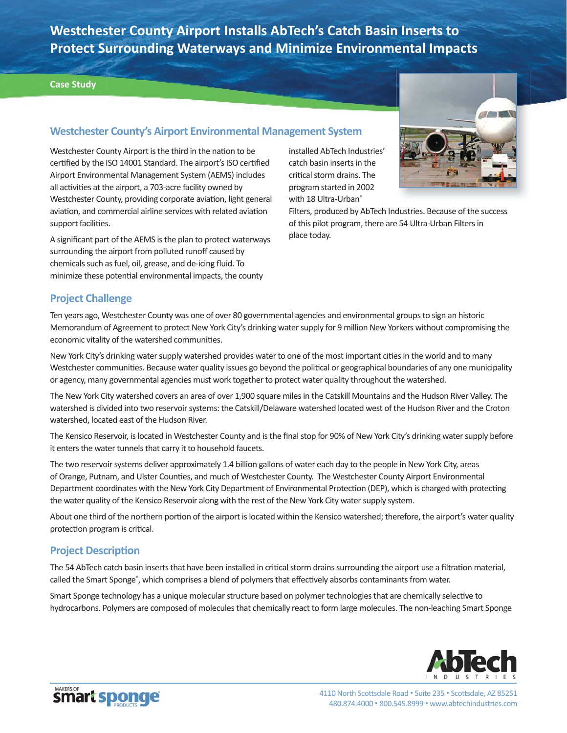# Westchester County Airport Installs AbTech's Catch Basin Inserts to Protect Surrounding Waterways and Minimize Environmental Impacts

**Case Study**

## Westchester County's Airport Environmental Management System

Westchester County Airport is the third in the nation to be certified by the ISO 14001 Standard. The airport's ISO certified Airport Environmental Management System (AEMS) includes all activities at the airport, a 703-acre facility owned by Westchester County, providing corporate aviation, light general aviation, and commercial airline services with related aviation support facilities.

A significant part of the AEMS is the plan to protect waterways surrounding the airport from polluted runoff caused by chemicals such as fuel, oil, grease, and de-icing fluid. To minimize these potential environmental impacts, the county installed AbTech Industries' catch basin inserts in the critical storm drains. The program started in 2002 with 18 Ultra-Urban® Filters, produced by AbTech Industries. Because of the success of this pilot program, there are 54 Ultra-Urban Filters in place today.

## Project Challenge

Ten years ago, Westchester County was one of over 80 governmental agencies and environmental groups to sign an historic Memorandum of Agreement to protect New York City's drinking water supply for 9 million New Yorkers without compromising the economic vitality of the watershed communities.

New York City's drinking water supply watershed provides water to one of the most important cities in the world and to many Westchester communities. Because water quality issues go beyond the political or geographical boundaries of any one municipality or agency, many governmental agencies must work together to protect water quality throughout the watershed.

The New York City watershed covers an area of over 1,900 square miles in the Catskill Mountains and the Hudson River Valley. The watershed is divided into two reservoir systems: the Catskill/Delaware watershed located west of the Hudson River and the Croton watershed, located east of the Hudson River.

The Kensico Reservoir, is located in Westchester County and is the final stop for 90% of New York City's drinking water supply before it enters the water tunnels that carry it to household faucets.

The two reservoir systems deliver approximately 1.4 billion gallons of water each day to the people in New York City, areas of Orange, Putnam, and Ulster Counties, and much of Westchester County. The Westchester County Airport Environmental Department coordinates with the New York City Department of Environmental Protection (DEP), which is charged with protecting the water quality of the Kensico Reservoir along with the rest of the New York City water supply system.

About one third of the northern portion of the airport is located within the Kensico watershed; therefore, the airport's water quality protection program is critical.

## Project Description

The 54 AbTech catch basin inserts that have been installed in critical storm drains surrounding the airport use a filtration material, called the Smart Sponge®, which comprises a blend of polymers that effectively absorbs contaminants from water.

Smart Sponge technology has a unique molecular structure based on polymer technologies that are chemically selective to hydrocarbons. Polymers are composed of molecules that chemically react to form large molecules. The non-leaching Smart Sponge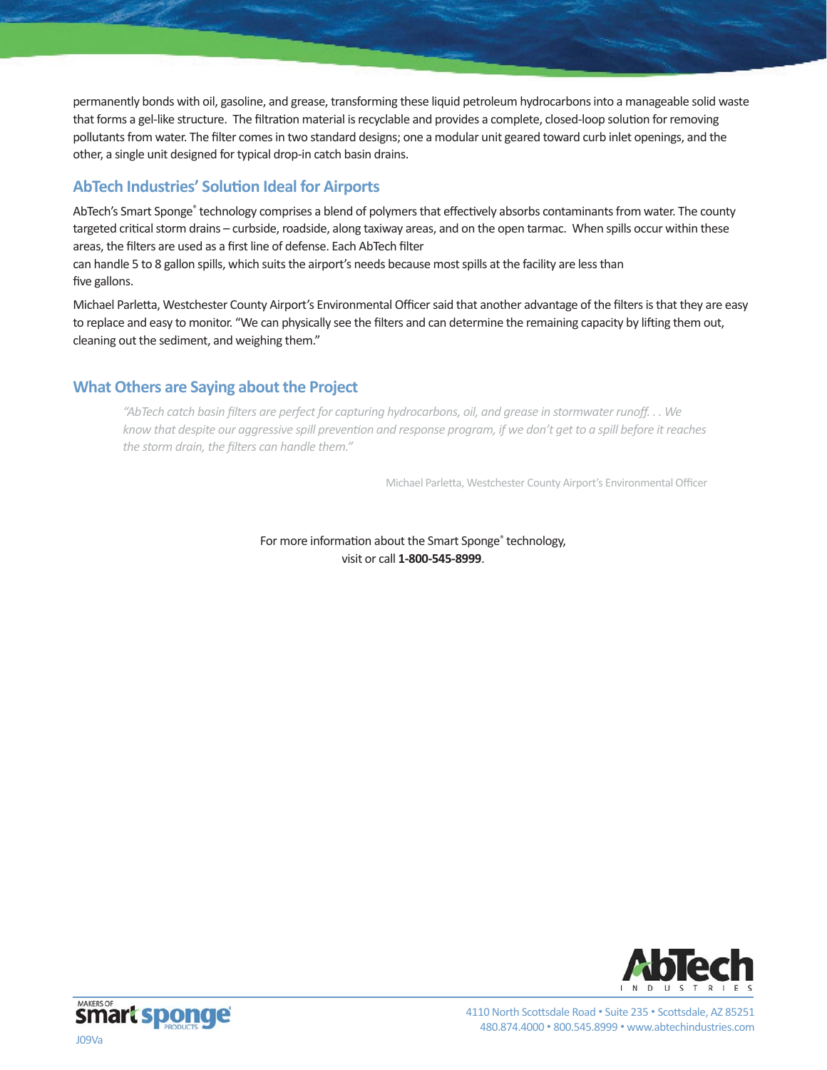permanently bonds with oil, gasoline, and grease, transforming these liquid petroleum hydrocarbons into a manageable solid waste that forms a gel-like structure. The filtration material is recyclable and provides a complete, closed-loop solution for removing pollutants from water. The filter comes in two standard designs; one a modular unit geared toward curb inlet openings, and the other, a single unit designed for typical drop-in catch basin drains.

## AbTech Industries' Solution Ideal for Airports

AbTech's Smart Sponge® technology comprises a blend of polymers that effectively absorbs contaminants from water. The county targeted critical storm drains – curbside, roadside, along taxiway areas, and on the open tarmac. When spills occur within these areas, the filters are used as a first line of defense. Each AbTech filter can handle 5 to 8 gallon spills, which suits the airport's needs because most spills at the facility are less than five gallons.

Michael Parletta, Westchester County Airport's Environmental Officer said that another advantage of the filters is that they are easy to replace and easy to monitor. "We can physically see the filters and can determine the remaining capacity by lifting them out, cleaning out the sediment, and weighing them."

## What Others are Saying about the Project

> *"AbTech catch basin filters are perfect for capturing hydrocarbons, oil, and grease in stormwater runoff. . . We know that despite our aggressive spill prevention and response program, if we don't get to a spill before it reaches the storm drain, the filters can handle them."*
>
> Michael Parletta, Westchester County Airport's Environmental Officer

For more information about the Smart Sponge® technology,
visit or call **1-800-545-8999**.

AbTech Industries

Makers of Smart Sponge Products

4110 North Scottsdale Road • Suite 235 • Scottsdale, AZ 85251
480.874.4000 • 800.545.8999 • www.abtechindustries.com

J09Va